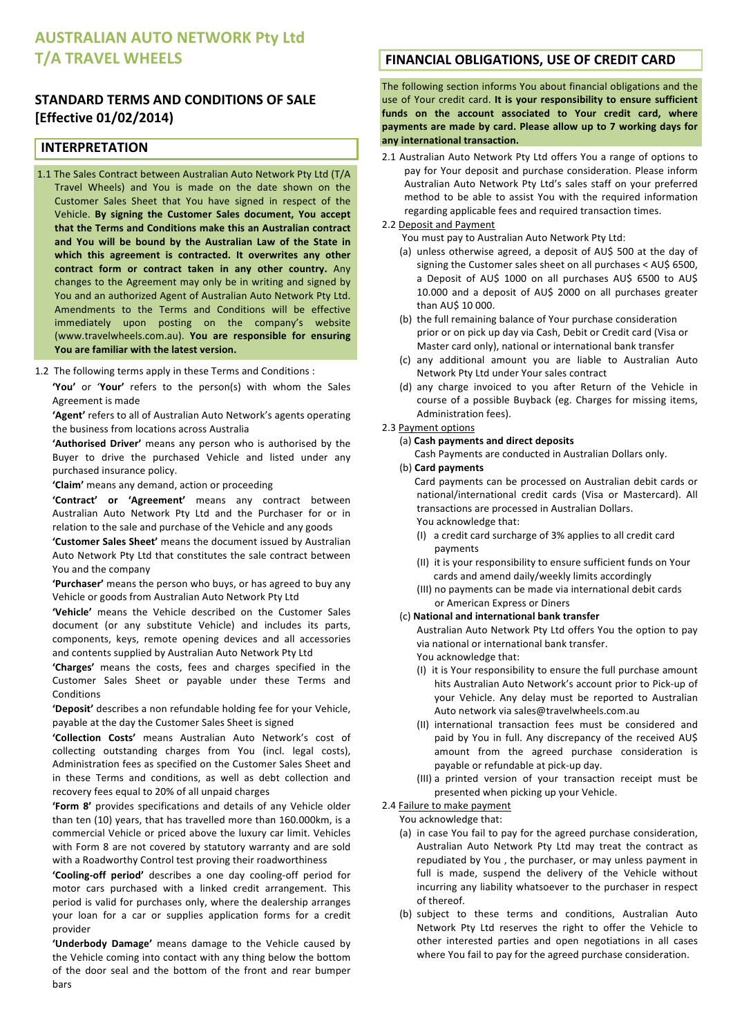# AUSTRALIAN AUTO NETWORK Pty Ltd T/A TRAVEL WHEELS

## STANDARD TERMS AND CONDITIONS OF SALE [Effective 01/02/2014)

## INTERPRETATION

1.1 The Sales Contract between Australian Auto Network Pty Ltd (T/A Travel Wheels) and You is made on the date shown on the Customer Sales Sheet that You have signed in respect of the Vehicle. **By signing the Customer Sales document, You accept that the Terms and Conditions make this an Australian contract and You will be bound by the Australian Law of the State in which this agreement is contracted. It overwrites any other contract form or contract taken in any other country.** Any changes to the Agreement may only be in writing and signed by You and an authorized Agent of Australian Auto Network Pty Ltd. Amendments to the Terms and Conditions will be effective immediately upon posting on the company's website (www.travelwheels.com.au). **You are responsible for ensuring You are familiar with the latest version.**

1.2 The following terms apply in these Terms and Conditions :

**'You'** or '**Your'** refers to the person(s) with whom the Sales Agreement is made

**'Agent'** refers to all of Australian Auto Network's agents operating the business from locations across Australia

**'Authorised Driver'** means any person who is authorised by the Buyer to drive the purchased Vehicle and listed under any purchased insurance policy.

**'Claim'** means any demand, action or proceeding

**'Contract' or 'Agreement'** means any contract between Australian Auto Network Pty Ltd and the Purchaser for or in relation to the sale and purchase of the Vehicle and any goods

**'Customer Sales Sheet'** means the document issued by Australian Auto Network Pty Ltd that constitutes the sale contract between You and the company

**'Purchaser'** means the person who buys, or has agreed to buy any Vehicle or goods from Australian Auto Network Pty Ltd

**'Vehicle'** means the Vehicle described on the Customer Sales document (or any substitute Vehicle) and includes its parts, components, keys, remote opening devices and all accessories and contents supplied by Australian Auto Network Pty Ltd

**'Charges'** means the costs, fees and charges specified in the Customer Sales Sheet or payable under these Terms and Conditions

**'Deposit'** describes a non refundable holding fee for your Vehicle, payable at the day the Customer Sales Sheet is signed

**'Collection Costs'** means Australian Auto Network's cost of collecting outstanding charges from You (incl. legal costs), Administration fees as specified on the Customer Sales Sheet and in these Terms and conditions, as well as debt collection and recovery fees equal to 20% of all unpaid charges

**'Form 8'** provides specifications and details of any Vehicle older than ten (10) years, that has travelled more than 160.000km, is a commercial Vehicle or priced above the luxury car limit. Vehicles with Form 8 are not covered by statutory warranty and are sold with a Roadworthy Control test proving their roadworthiness

**'Cooling-off period'** describes a one day cooling-off period for motor cars purchased with a linked credit arrangement. This period is valid for purchases only, where the dealership arranges your loan for a car or supplies application forms for a credit provider

**'Underbody Damage'** means damage to the Vehicle caused by the Vehicle coming into contact with any thing below the bottom of the door seal and the bottom of the front and rear bumper bars

## FINANCIAL OBLIGATIONS, USE OF CREDIT CARD

The following section informs You about financial obligations and the use of Your credit card. **It is your responsibility to ensure sufficient funds on the account associated to Your credit card, where payments are made by card. Please allow up to 7 working days for any international transaction.**

2.1 Australian Auto Network Pty Ltd offers You a range of options to pay for Your deposit and purchase consideration. Please inform Australian Auto Network Pty Ltd's sales staff on your preferred method to be able to assist You with the required information regarding applicable fees and required transaction times.

2.2 Deposit and Payment

You must pay to Australian Auto Network Pty Ltd:

(a) unless otherwise agreed, a deposit of AU$ 500 at the day of signing the Customer sales sheet on all purchases < AU$ 6500, a Deposit of AU$ 1000 on all purchases AU$ 6500 to AU$ 10.000 and a deposit of AU$ 2000 on all purchases greater than AU$ 10 000.

(b) the full remaining balance of Your purchase consideration prior or on pick up day via Cash, Debit or Credit card (Visa or Master card only), national or international bank transfer

(c) any additional amount you are liable to Australian Auto Network Pty Ltd under Your sales contract

(d) any charge invoiced to you after Return of the Vehicle in course of a possible Buyback (eg. Charges for missing items, Administration fees).

2.3 Payment options

(a) **Cash payments and direct deposits**

Cash Payments are conducted in Australian Dollars only.

(b) **Card payments**

Card payments can be processed on Australian debit cards or national/international credit cards (Visa or Mastercard). All transactions are processed in Australian Dollars.

You acknowledge that:

(I) a credit card surcharge of 3% applies to all credit card payments

(II) it is your responsibility to ensure sufficient funds on Your cards and amend daily/weekly limits accordingly

(III) no payments can be made via international debit cards or American Express or Diners

(c) **National and international bank transfer**

Australian Auto Network Pty Ltd offers You the option to pay via national or international bank transfer.

You acknowledge that:

(I) it is Your responsibility to ensure the full purchase amount hits Australian Auto Network's account prior to Pick-up of your Vehicle. Any delay must be reported to Australian Auto network via sales@travelwheels.com.au

(II) international transaction fees must be considered and paid by You in full. Any discrepancy of the received AU$ amount from the agreed purchase consideration is payable or refundable at pick-up day.

(III) a printed version of your transaction receipt must be presented when picking up your Vehicle.

2.4 Failure to make payment

You acknowledge that:

(a) in case You fail to pay for the agreed purchase consideration, Australian Auto Network Pty Ltd may treat the contract as repudiated by You , the purchaser, or may unless payment in full is made, suspend the delivery of the Vehicle without incurring any liability whatsoever to the purchaser in respect of thereof.

(b) subject to these terms and conditions, Australian Auto Network Pty Ltd reserves the right to offer the Vehicle to other interested parties and open negotiations in all cases where You fail to pay for the agreed purchase consideration.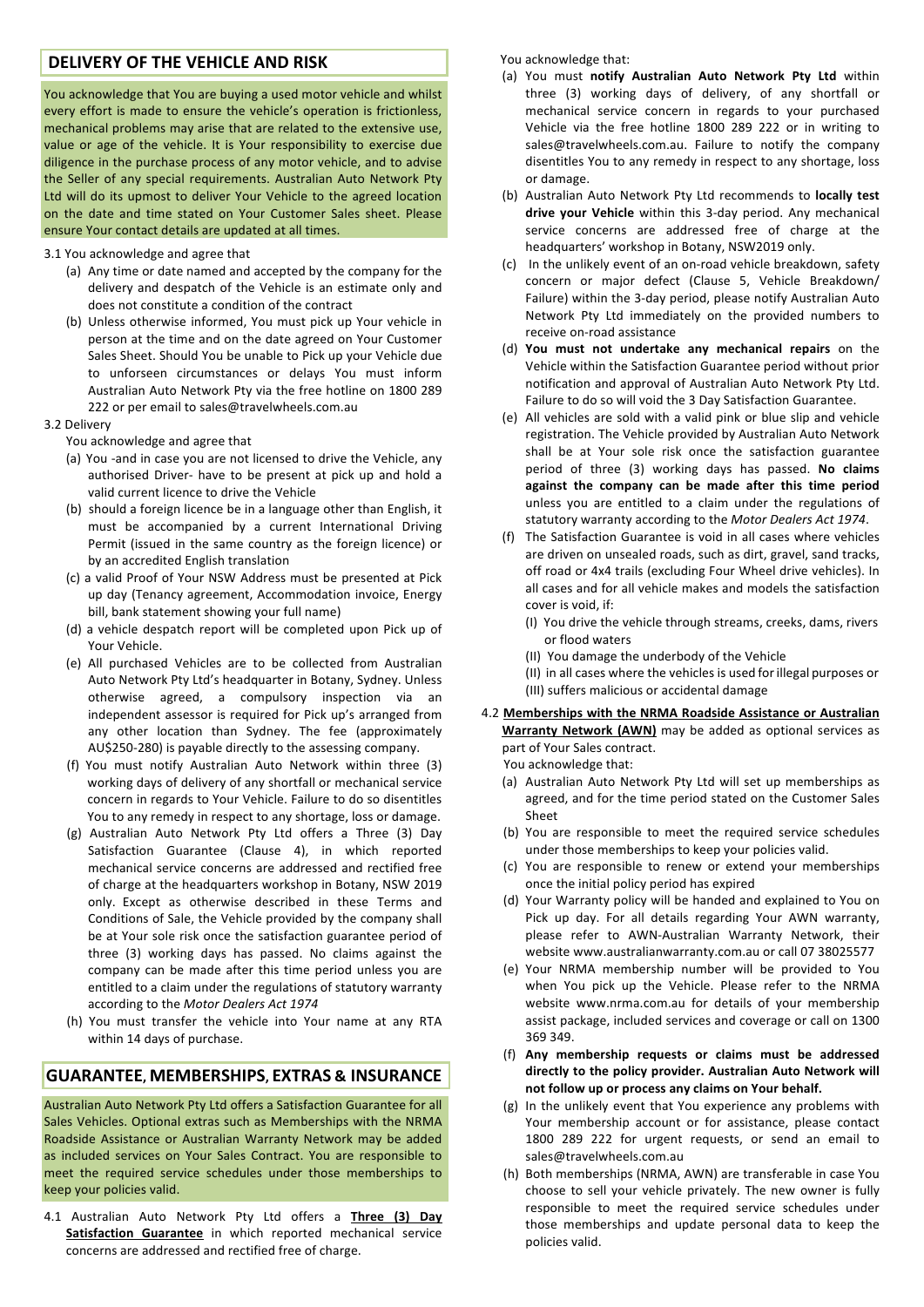## DELIVERY OF THE VEHICLE AND RISK

You acknowledge that You are buying a used motor vehicle and whilst every effort is made to ensure the vehicle's operation is frictionless, mechanical problems may arise that are related to the extensive use, value or age of the vehicle. It is Your responsibility to exercise due diligence in the purchase process of any motor vehicle, and to advise the Seller of any special requirements. Australian Auto Network Pty Ltd will do its upmost to deliver Your Vehicle to the agreed location on the date and time stated on Your Customer Sales sheet. Please ensure Your contact details are updated at all times.

3.1 You acknowledge and agree that

- (a) Any time or date named and accepted by the company for the delivery and despatch of the Vehicle is an estimate only and does not constitute a condition of the contract
- (b) Unless otherwise informed, You must pick up Your vehicle in person at the time and on the date agreed on Your Customer Sales Sheet. Should You be unable to Pick up your Vehicle due to unforseen circumstances or delays You must inform Australian Auto Network Pty via the free hotline on 1800 289 222 or per email to sales@travelwheels.com.au

3.2 Delivery

You acknowledge and agree that

- (a) You -and in case you are not licensed to drive the Vehicle, any authorised Driver- have to be present at pick up and hold a valid current licence to drive the Vehicle
- (b) should a foreign licence be in a language other than English, it must be accompanied by a current International Driving Permit (issued in the same country as the foreign licence) or by an accredited English translation
- (c) a valid Proof of Your NSW Address must be presented at Pick up day (Tenancy agreement, Accommodation invoice, Energy bill, bank statement showing your full name)
- (d) a vehicle despatch report will be completed upon Pick up of Your Vehicle.
- (e) All purchased Vehicles are to be collected from Australian Auto Network Pty Ltd's headquarter in Botany, Sydney. Unless otherwise agreed, a compulsory inspection via an independent assessor is required for Pick up's arranged from any other location than Sydney. The fee (approximately AU$250-280) is payable directly to the assessing company.
- (f) You must notify Australian Auto Network within three (3) working days of delivery of any shortfall or mechanical service concern in regards to Your Vehicle. Failure to do so disentitles You to any remedy in respect to any shortage, loss or damage.
- (g) Australian Auto Network Pty Ltd offers a Three (3) Day Satisfaction Guarantee (Clause 4), in which reported mechanical service concerns are addressed and rectified free of charge at the headquarters workshop in Botany, NSW 2019 only. Except as otherwise described in these Terms and Conditions of Sale, the Vehicle provided by the company shall be at Your sole risk once the satisfaction guarantee period of three (3) working days has passed. No claims against the company can be made after this time period unless you are entitled to a claim under the regulations of statutory warranty according to the *Motor Dealers Act 1974*
- (h) You must transfer the vehicle into Your name at any RTA within 14 days of purchase.

## GUARANTEE, MEMBERSHIPS, EXTRAS & INSURANCE

Australian Auto Network Pty Ltd offers a Satisfaction Guarantee for all Sales Vehicles. Optional extras such as Memberships with the NRMA Roadside Assistance or Australian Warranty Network may be added as included services on Your Sales Contract. You are responsible to meet the required service schedules under those memberships to keep your policies valid.

4.1 Australian Auto Network Pty Ltd offers a **Three (3) Day Satisfaction Guarantee** in which reported mechanical service concerns are addressed and rectified free of charge.

You acknowledge that:

- (a) You must **notify Australian Auto Network Pty Ltd** within three (3) working days of delivery, of any shortfall or mechanical service concern in regards to your purchased Vehicle via the free hotline 1800 289 222 or in writing to sales@travelwheels.com.au. Failure to notify the company disentitles You to any remedy in respect to any shortage, loss or damage.
- (b) Australian Auto Network Pty Ltd recommends to **locally test drive your Vehicle** within this 3-day period. Any mechanical service concerns are addressed free of charge at the headquarters' workshop in Botany, NSW2019 only.
- (c) In the unlikely event of an on-road vehicle breakdown, safety concern or major defect (Clause 5, Vehicle Breakdown/ Failure) within the 3-day period, please notify Australian Auto Network Pty Ltd immediately on the provided numbers to receive on-road assistance
- (d) **You must not undertake any mechanical repairs** on the Vehicle within the Satisfaction Guarantee period without prior notification and approval of Australian Auto Network Pty Ltd. Failure to do so will void the 3 Day Satisfaction Guarantee.
- (e) All vehicles are sold with a valid pink or blue slip and vehicle registration. The Vehicle provided by Australian Auto Network shall be at Your sole risk once the satisfaction guarantee period of three (3) working days has passed. **No claims against the company can be made after this time period** unless you are entitled to a claim under the regulations of statutory warranty according to the *Motor Dealers Act 1974*.
- (f) The Satisfaction Guarantee is void in all cases where vehicles are driven on unsealed roads, such as dirt, gravel, sand tracks, off road or 4x4 trails (excluding Four Wheel drive vehicles). In all cases and for all vehicle makes and models the satisfaction cover is void, if:
  - (I) You drive the vehicle through streams, creeks, dams, rivers or flood waters
  - (II) You damage the underbody of the Vehicle
  - (II) in all cases where the vehicles is used for illegal purposes or
  - (III) suffers malicious or accidental damage

4.2 **Memberships with the NRMA Roadside Assistance or Australian Warranty Network (AWN)** may be added as optional services as part of Your Sales contract.

You acknowledge that:

- (a) Australian Auto Network Pty Ltd will set up memberships as agreed, and for the time period stated on the Customer Sales Sheet
- (b) You are responsible to meet the required service schedules under those memberships to keep your policies valid.
- (c) You are responsible to renew or extend your memberships once the initial policy period has expired
- (d) Your Warranty policy will be handed and explained to You on Pick up day. For all details regarding Your AWN warranty, please refer to AWN-Australian Warranty Network, their website www.australianwarranty.com.au or call 07 38025577
- (e) Your NRMA membership number will be provided to You when You pick up the Vehicle. Please refer to the NRMA website www.nrma.com.au for details of your membership assist package, included services and coverage or call on 1300 369 349.
- (f) **Any membership requests or claims must be addressed directly to the policy provider. Australian Auto Network will not follow up or process any claims on Your behalf.**
- (g) In the unlikely event that You experience any problems with Your membership account or for assistance, please contact 1800 289 222 for urgent requests, or send an email to sales@travelwheels.com.au
- (h) Both memberships (NRMA, AWN) are transferable in case You choose to sell your vehicle privately. The new owner is fully responsible to meet the required service schedules under those memberships and update personal data to keep the policies valid.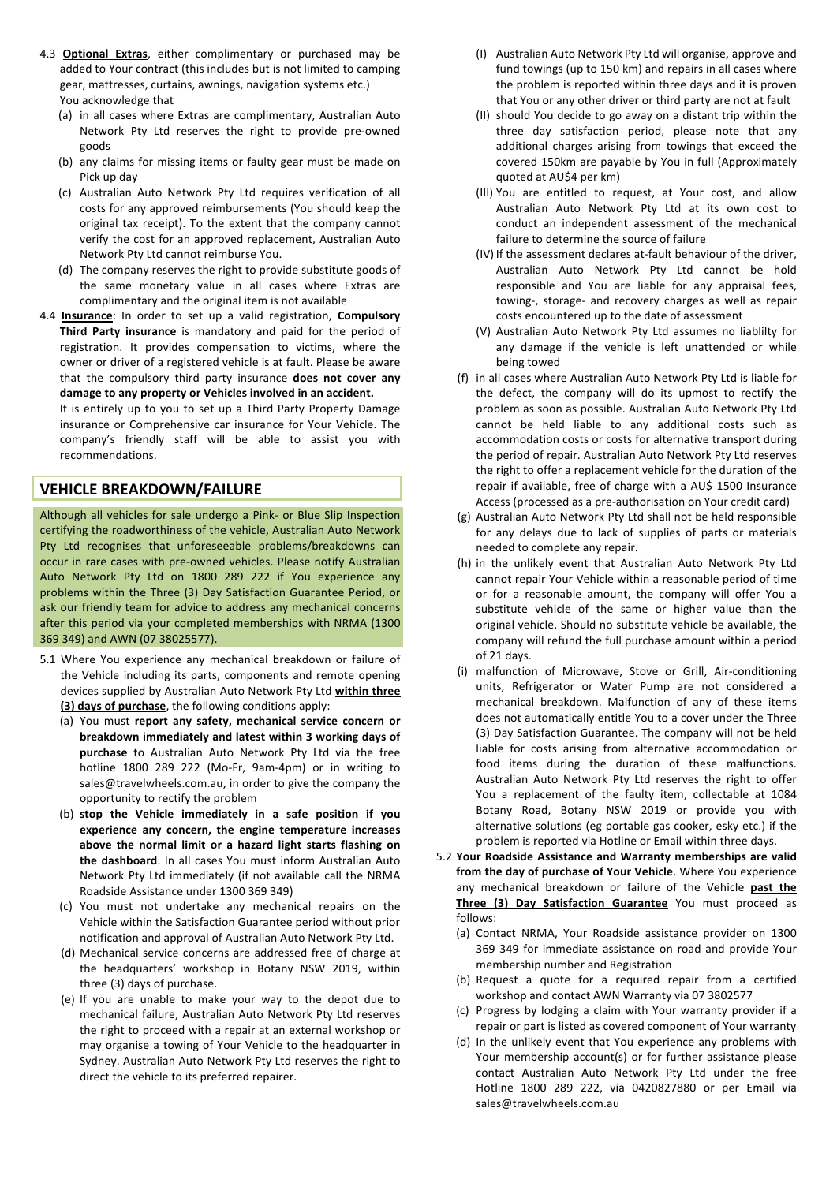4.3 **Optional Extras**, either complimentary or purchased may be added to Your contract (this includes but is not limited to camping gear, mattresses, curtains, awnings, navigation systems etc.)
You acknowledge that

(a) in all cases where Extras are complimentary, Australian Auto Network Pty Ltd reserves the right to provide pre-owned goods
(b) any claims for missing items or faulty gear must be made on Pick up day
(c) Australian Auto Network Pty Ltd requires verification of all costs for any approved reimbursements (You should keep the original tax receipt). To the extent that the company cannot verify the cost for an approved replacement, Australian Auto Network Pty Ltd cannot reimburse You.
(d) The company reserves the right to provide substitute goods of the same monetary value in all cases where Extras are complimentary and the original item is not available

4.4 **Insurance**: In order to set up a valid registration, **Compulsory Third Party insurance** is mandatory and paid for the period of registration. It provides compensation to victims, where the owner or driver of a registered vehicle is at fault. Please be aware that the compulsory third party insurance **does not cover any damage to any property or Vehicles involved in an accident.**
It is entirely up to you to set up a Third Party Property Damage insurance or Comprehensive car insurance for Your Vehicle. The company's friendly staff will be able to assist you with recommendations.

## VEHICLE BREAKDOWN/FAILURE

Although all vehicles for sale undergo a Pink- or Blue Slip Inspection certifying the roadworthiness of the vehicle, Australian Auto Network Pty Ltd recognises that unforeseeable problems/breakdowns can occur in rare cases with pre-owned vehicles. Please notify Australian Auto Network Pty Ltd on 1800 289 222 if You experience any problems within the Three (3) Day Satisfaction Guarantee Period, or ask our friendly team for advice to address any mechanical concerns after this period via your completed memberships with NRMA (1300 369 349) and AWN (07 38025577).

5.1 Where You experience any mechanical breakdown or failure of the Vehicle including its parts, components and remote opening devices supplied by Australian Auto Network Pty Ltd **within three (3) days of purchase**, the following conditions apply:

(a) You must **report any safety, mechanical service concern or breakdown immediately and latest within 3 working days of purchase** to Australian Auto Network Pty Ltd via the free hotline 1800 289 222 (Mo-Fr, 9am-4pm) or in writing to sales@travelwheels.com.au, in order to give the company the opportunity to rectify the problem
(b) **stop the Vehicle immediately in a safe position if you experience any concern, the engine temperature increases above the normal limit or a hazard light starts flashing on the dashboard**. In all cases You must inform Australian Auto Network Pty Ltd immediately (if not available call the NRMA Roadside Assistance under 1300 369 349)
(c) You must not undertake any mechanical repairs on the Vehicle within the Satisfaction Guarantee period without prior notification and approval of Australian Auto Network Pty Ltd.
(d) Mechanical service concerns are addressed free of charge at the headquarters' workshop in Botany NSW 2019, within three (3) days of purchase.
(e) If you are unable to make your way to the depot due to mechanical failure, Australian Auto Network Pty Ltd reserves the right to proceed with a repair at an external workshop or may organise a towing of Your Vehicle to the headquarter in Sydney. Australian Auto Network Pty Ltd reserves the right to direct the vehicle to its preferred repairer.
   (I) Australian Auto Network Pty Ltd will organise, approve and fund towings (up to 150 km) and repairs in all cases where the problem is reported within three days and it is proven that You or any other driver or third party are not at fault
   (II) should You decide to go away on a distant trip within the three day satisfaction period, please note that any additional charges arising from towings that exceed the covered 150km are payable by You in full (Approximately quoted at AU$4 per km)
   (III) You are entitled to request, at Your cost, and allow Australian Auto Network Pty Ltd at its own cost to conduct an independent assessment of the mechanical failure to determine the source of failure
   (IV) If the assessment declares at-fault behaviour of the driver, Australian Auto Network Pty Ltd cannot be hold responsible and You are liable for any appraisal fees, towing-, storage- and recovery charges as well as repair costs encountered up to the date of assessment
   (V) Australian Auto Network Pty Ltd assumes no liablilty for any damage if the vehicle is left unattended or while being towed
(f) in all cases where Australian Auto Network Pty Ltd is liable for the defect, the company will do its upmost to rectify the problem as soon as possible. Australian Auto Network Pty Ltd cannot be held liable to any additional costs such as accommodation costs or costs for alternative transport during the period of repair. Australian Auto Network Pty Ltd reserves the right to offer a replacement vehicle for the duration of the repair if available, free of charge with a AU$ 1500 Insurance Access (processed as a pre-authorisation on Your credit card)
(g) Australian Auto Network Pty Ltd shall not be held responsible for any delays due to lack of supplies of parts or materials needed to complete any repair.
(h) in the unlikely event that Australian Auto Network Pty Ltd cannot repair Your Vehicle within a reasonable period of time or for a reasonable amount, the company will offer You a substitute vehicle of the same or higher value than the original vehicle. Should no substitute vehicle be available, the company will refund the full purchase amount within a period of 21 days.
(i) malfunction of Microwave, Stove or Grill, Air-conditioning units, Refrigerator or Water Pump are not considered a mechanical breakdown. Malfunction of any of these items does not automatically entitle You to a cover under the Three (3) Day Satisfaction Guarantee. The company will not be held liable for costs arising from alternative accommodation or food items during the duration of these malfunctions. Australian Auto Network Pty Ltd reserves the right to offer You a replacement of the faulty item, collectable at 1084 Botany Road, Botany NSW 2019 or provide you with alternative solutions (eg portable gas cooker, esky etc.) if the problem is reported via Hotline or Email within three days.

5.2 **Your Roadside Assistance and Warranty memberships are valid from the day of purchase of Your Vehicle**. Where You experience any mechanical breakdown or failure of the Vehicle **past the Three (3) Day Satisfaction Guarantee** You must proceed as follows:

(a) Contact NRMA, Your Roadside assistance provider on 1300 369 349 for immediate assistance on road and provide Your membership number and Registration
(b) Request a quote for a required repair from a certified workshop and contact AWN Warranty via 07 3802577
(c) Progress by lodging a claim with Your warranty provider if a repair or part is listed as covered component of Your warranty
(d) In the unlikely event that You experience any problems with Your membership account(s) or for further assistance please contact Australian Auto Network Pty Ltd under the free Hotline 1800 289 222, via 0420827880 or per Email via sales@travelwheels.com.au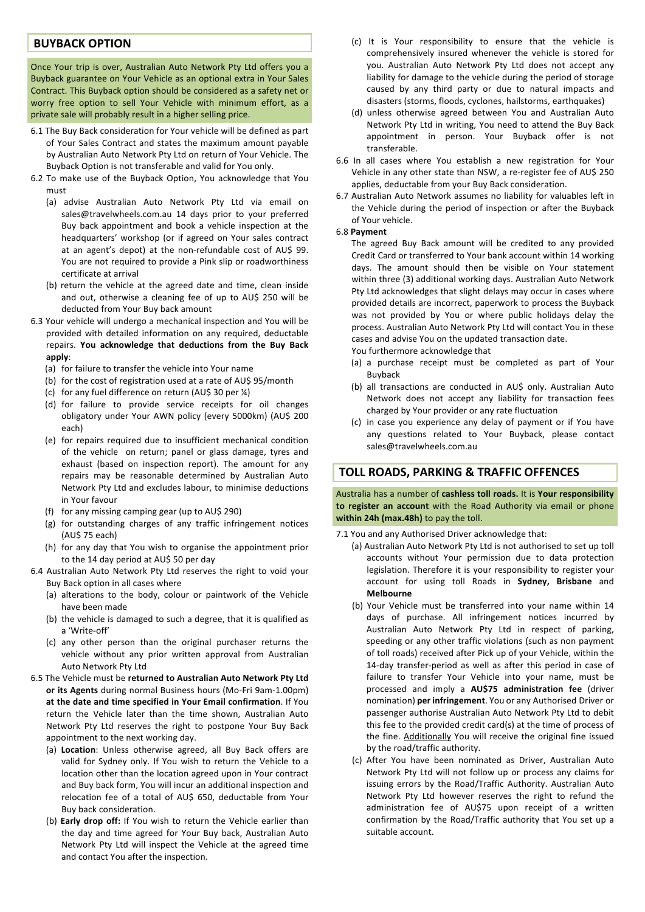## BUYBACK OPTION

Once Your trip is over, Australian Auto Network Pty Ltd offers you a Buyback guarantee on Your Vehicle as an optional extra in Your Sales Contract. This Buyback option should be considered as a safety net or worry free option to sell Your Vehicle with minimum effort, as a private sale will probably result in a higher selling price.

6.1 The Buy Back consideration for Your vehicle will be defined as part of Your Sales Contract and states the maximum amount payable by Australian Auto Network Pty Ltd on return of Your Vehicle. The Buyback Option is not transferable and valid for You only.

6.2 To make use of the Buyback Option, You acknowledge that You must

- (a) advise Australian Auto Network Pty Ltd via email on sales@travelwheels.com.au 14 days prior to your preferred Buy back appointment and book a vehicle inspection at the headquarters' workshop (or if agreed on Your sales contract at an agent's depot) at the non-refundable cost of AU$ 99. You are not required to provide a Pink slip or roadworthiness certificate at arrival
- (b) return the vehicle at the agreed date and time, clean inside and out, otherwise a cleaning fee of up to AU$ 250 will be deducted from Your Buy back amount

6.3 Your vehicle will undergo a mechanical inspection and You will be provided with detailed information on any required, deductable repairs. **You acknowledge that deductions from the Buy Back apply**:

- (a) for failure to transfer the vehicle into Your name
- (b) for the cost of registration used at a rate of AU$ 95/month
- (c) for any fuel difference on return (AU$ 30 per ¼)
- (d) for failure to provide service receipts for oil changes obligatory under Your AWN policy (every 5000km) (AU$ 200 each)
- (e) for repairs required due to insufficient mechanical condition of the vehicle on return; panel or glass damage, tyres and exhaust (based on inspection report). The amount for any repairs may be reasonable determined by Australian Auto Network Pty Ltd and excludes labour, to minimise deductions in Your favour
- (f) for any missing camping gear (up to AU$ 290)
- (g) for outstanding charges of any traffic infringement notices (AU$ 75 each)
- (h) for any day that You wish to organise the appointment prior to the 14 day period at AU$ 50 per day

6.4 Australian Auto Network Pty Ltd reserves the right to void your Buy Back option in all cases where

- (a) alterations to the body, colour or paintwork of the Vehicle have been made
- (b) the vehicle is damaged to such a degree, that it is qualified as a 'Write-off'
- (c) any other person than the original purchaser returns the vehicle without any prior written approval from Australian Auto Network Pty Ltd

6.5 The Vehicle must be **returned to Australian Auto Network Pty Ltd or its Agents** during normal Business hours (Mo-Fri 9am-1.00pm) **at the date and time specified in Your Email confirmation**. If You return the Vehicle later than the time shown, Australian Auto Network Pty Ltd reserves the right to postpone Your Buy Back appointment to the next working day.

- (a) **Location**: Unless otherwise agreed, all Buy Back offers are valid for Sydney only. If You wish to return the Vehicle to a location other than the location agreed upon in Your contract and Buy back form, You will incur an additional inspection and relocation fee of a total of AU$ 650, deductable from Your Buy back consideration.
- (b) **Early drop off:** If You wish to return the Vehicle earlier than the day and time agreed for Your Buy back, Australian Auto Network Pty Ltd will inspect the Vehicle at the agreed time and contact You after the inspection.
- (c) It is Your responsibility to ensure that the vehicle is comprehensively insured whenever the vehicle is stored for you. Australian Auto Network Pty Ltd does not accept any liability for damage to the vehicle during the period of storage caused by any third party or due to natural impacts and disasters (storms, floods, cyclones, hailstorms, earthquakes)
- (d) unless otherwise agreed between You and Australian Auto Network Pty Ltd in writing, You need to attend the Buy Back appointment in person. Your Buyback offer is not transferable.

6.6 In all cases where You establish a new registration for Your Vehicle in any other state than NSW, a re-register fee of AU$ 250 applies, deductable from your Buy Back consideration.

6.7 Australian Auto Network assumes no liability for valuables left in the Vehicle during the period of inspection or after the Buyback of Your vehicle.

6.8 **Payment**

The agreed Buy Back amount will be credited to any provided Credit Card or transferred to Your bank account within 14 working days. The amount should then be visible on Your statement within three (3) additional working days. Australian Auto Network Pty Ltd acknowledges that slight delays may occur in cases where provided details are incorrect, paperwork to process the Buyback was not provided by You or where public holidays delay the process. Australian Auto Network Pty Ltd will contact You in these cases and advise You on the updated transaction date.

You furthermore acknowledge that

- (a) a purchase receipt must be completed as part of Your Buyback
- (b) all transactions are conducted in AU$ only. Australian Auto Network does not accept any liability for transaction fees charged by Your provider or any rate fluctuation
- (c) in case you experience any delay of payment or if You have any questions related to Your Buyback, please contact sales@travelwheels.com.au

## TOLL ROADS, PARKING & TRAFFIC OFFENCES

Australia has a number of **cashless toll roads.** It is **Your responsibility to register an account** with the Road Authority via email or phone **within 24h (max.48h)** to pay the toll.

7.1 You and any Authorised Driver acknowledge that:

- (a) Australian Auto Network Pty Ltd is not authorised to set up toll accounts without Your permission due to data protection legislation. Therefore it is your responsibility to register your account for using toll Roads in **Sydney, Brisbane** and **Melbourne**
- (b) Your Vehicle must be transferred into your name within 14 days of purchase. All infringement notices incurred by Australian Auto Network Pty Ltd in respect of parking, speeding or any other traffic violations (such as non payment of toll roads) received after Pick up of your Vehicle, within the 14-day transfer-period as well as after this period in case of failure to transfer Your Vehicle into your name, must be processed and imply a **AU$75 administration fee** (driver nomination) **per infringement**. You or any Authorised Driver or passenger authorise Australian Auto Network Pty Ltd to debit this fee to the provided credit card(s) at the time of process of the fine. Additionally You will receive the original fine issued by the road/traffic authority.
- (c) After You have been nominated as Driver, Australian Auto Network Pty Ltd will not follow up or process any claims for issuing errors by the Road/Traffic Authority. Australian Auto Network Pty Ltd however reserves the right to refund the administration fee of AU$75 upon receipt of a written confirmation by the Road/Traffic authority that You set up a suitable account.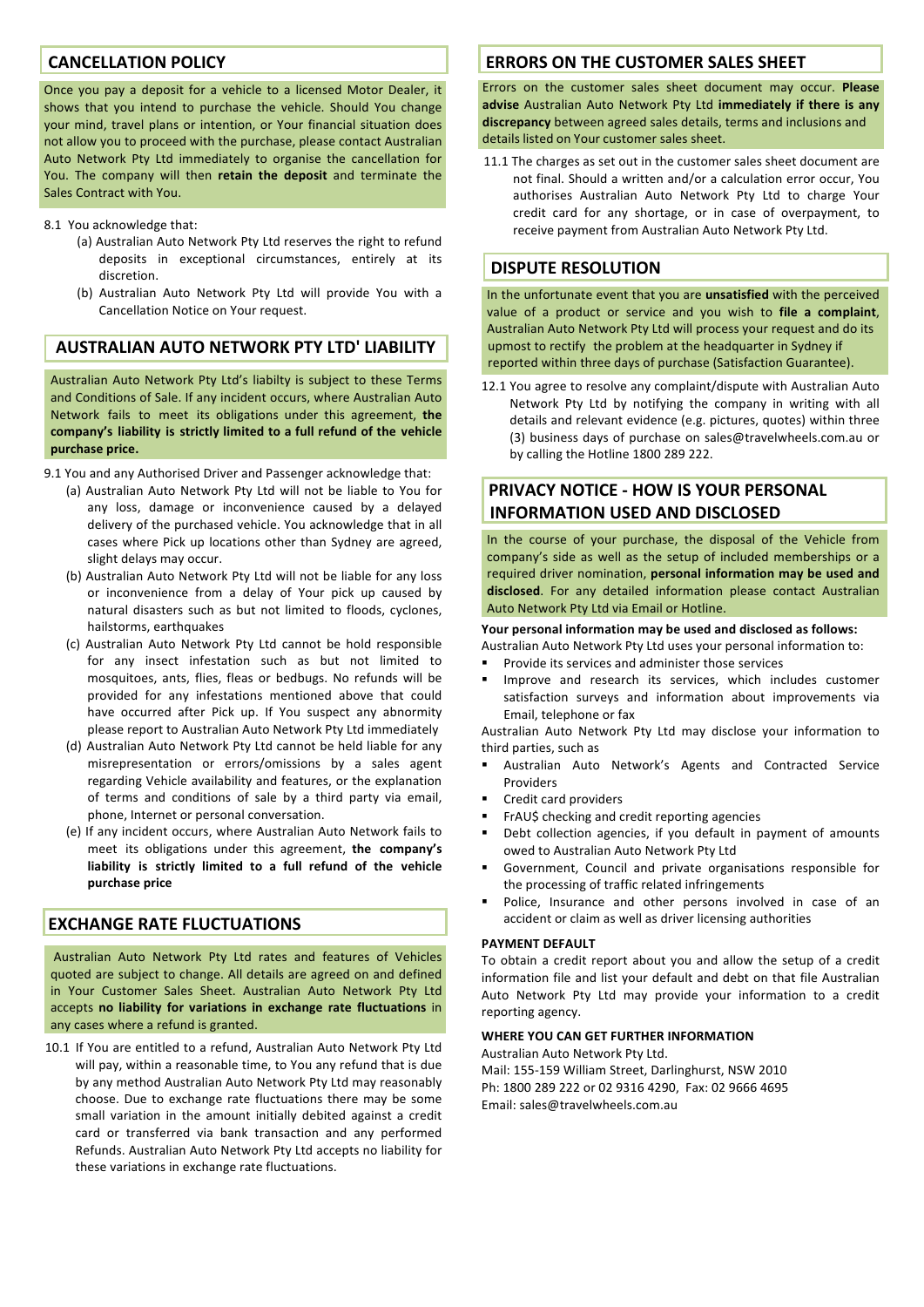## CANCELLATION POLICY

Once you pay a deposit for a vehicle to a licensed Motor Dealer, it shows that you intend to purchase the vehicle. Should You change your mind, travel plans or intention, or Your financial situation does not allow you to proceed with the purchase, please contact Australian Auto Network Pty Ltd immediately to organise the cancellation for You. The company will then **retain the deposit** and terminate the Sales Contract with You.

8.1 You acknowledge that:

(a) Australian Auto Network Pty Ltd reserves the right to refund deposits in exceptional circumstances, entirely at its discretion.

(b) Australian Auto Network Pty Ltd will provide You with a Cancellation Notice on Your request.

## AUSTRALIAN AUTO NETWORK PTY LTD' LIABILITY

Australian Auto Network Pty Ltd's liabilty is subject to these Terms and Conditions of Sale. If any incident occurs, where Australian Auto Network fails to meet its obligations under this agreement, **the company's liability is strictly limited to a full refund of the vehicle purchase price.**

9.1 You and any Authorised Driver and Passenger acknowledge that:

(a) Australian Auto Network Pty Ltd will not be liable to You for any loss, damage or inconvenience caused by a delayed delivery of the purchased vehicle. You acknowledge that in all cases where Pick up locations other than Sydney are agreed, slight delays may occur.

(b) Australian Auto Network Pty Ltd will not be liable for any loss or inconvenience from a delay of Your pick up caused by natural disasters such as but not limited to floods, cyclones, hailstorms, earthquakes

(c) Australian Auto Network Pty Ltd cannot be hold responsible for any insect infestation such as but not limited to mosquitoes, ants, flies, fleas or bedbugs. No refunds will be provided for any infestations mentioned above that could have occurred after Pick up. If You suspect any abnormity please report to Australian Auto Network Pty Ltd immediately

(d) Australian Auto Network Pty Ltd cannot be held liable for any misrepresentation or errors/omissions by a sales agent regarding Vehicle availability and features, or the explanation of terms and conditions of sale by a third party via email, phone, Internet or personal conversation.

(e) If any incident occurs, where Australian Auto Network fails to meet its obligations under this agreement, **the company's liability is strictly limited to a full refund of the vehicle purchase price**

## EXCHANGE RATE FLUCTUATIONS

Australian Auto Network Pty Ltd rates and features of Vehicles quoted are subject to change. All details are agreed on and defined in Your Customer Sales Sheet. Australian Auto Network Pty Ltd accepts **no liability for variations in exchange rate fluctuations** in any cases where a refund is granted.

10.1 If You are entitled to a refund, Australian Auto Network Pty Ltd will pay, within a reasonable time, to You any refund that is due by any method Australian Auto Network Pty Ltd may reasonably choose. Due to exchange rate fluctuations there may be some small variation in the amount initially debited against a credit card or transferred via bank transaction and any performed Refunds. Australian Auto Network Pty Ltd accepts no liability for these variations in exchange rate fluctuations.

## ERRORS ON THE CUSTOMER SALES SHEET

Errors on the customer sales sheet document may occur. **Please advise** Australian Auto Network Pty Ltd **immediately if there is any discrepancy** between agreed sales details, terms and inclusions and details listed on Your customer sales sheet.

11.1 The charges as set out in the customer sales sheet document are not final. Should a written and/or a calculation error occur, You authorises Australian Auto Network Pty Ltd to charge Your credit card for any shortage, or in case of overpayment, to receive payment from Australian Auto Network Pty Ltd.

## DISPUTE RESOLUTION

In the unfortunate event that you are **unsatisfied** with the perceived value of a product or service and you wish to **file a complaint**, Australian Auto Network Pty Ltd will process your request and do its upmost to rectify the problem at the headquarter in Sydney if reported within three days of purchase (Satisfaction Guarantee).

12.1 You agree to resolve any complaint/dispute with Australian Auto Network Pty Ltd by notifying the company in writing with all details and relevant evidence (e.g. pictures, quotes) within three (3) business days of purchase on sales@travelwheels.com.au or by calling the Hotline 1800 289 222.

## PRIVACY NOTICE - HOW IS YOUR PERSONAL INFORMATION USED AND DISCLOSED

In the course of your purchase, the disposal of the Vehicle from company's side as well as the setup of included memberships or a required driver nomination, **personal information may be used and disclosed**. For any detailed information please contact Australian Auto Network Pty Ltd via Email or Hotline.

**Your personal information may be used and disclosed as follows:**

Australian Auto Network Pty Ltd uses your personal information to:

- Provide its services and administer those services
- Improve and research its services, which includes customer satisfaction surveys and information about improvements via Email, telephone or fax

Australian Auto Network Pty Ltd may disclose your information to third parties, such as

- Australian Auto Network's Agents and Contracted Service Providers
- Credit card providers
- FrAU$ checking and credit reporting agencies
- Debt collection agencies, if you default in payment of amounts owed to Australian Auto Network Pty Ltd
- Government, Council and private organisations responsible for the processing of traffic related infringements
- Police, Insurance and other persons involved in case of an accident or claim as well as driver licensing authorities

**PAYMENT DEFAULT**

To obtain a credit report about you and allow the setup of a credit information file and list your default and debt on that file Australian Auto Network Pty Ltd may provide your information to a credit reporting agency.

**WHERE YOU CAN GET FURTHER INFORMATION**

Australian Auto Network Pty Ltd.
Mail: 155-159 William Street, Darlinghurst, NSW 2010
Ph: 1800 289 222 or 02 9316 4290, Fax: 02 9666 4695
Email: sales@travelwheels.com.au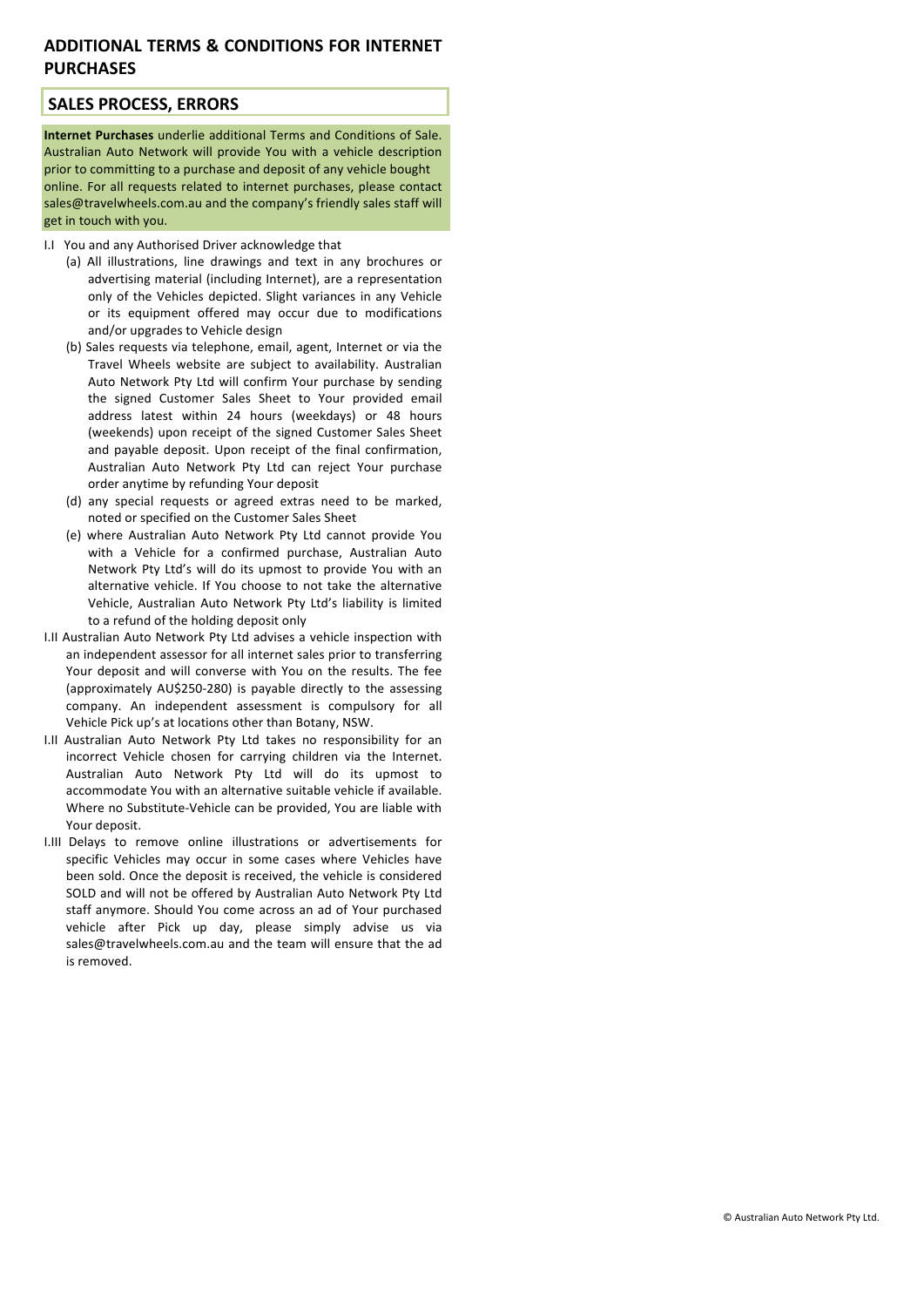## ADDITIONAL TERMS & CONDITIONS FOR INTERNET PURCHASES

### SALES PROCESS, ERRORS

**Internet Purchases** underlie additional Terms and Conditions of Sale. Australian Auto Network will provide You with a vehicle description prior to committing to a purchase and deposit of any vehicle bought online. For all requests related to internet purchases, please contact sales@travelwheels.com.au and the company's friendly sales staff will get in touch with you.

I.I You and any Authorised Driver acknowledge that

- (a) All illustrations, line drawings and text in any brochures or advertising material (including Internet), are a representation only of the Vehicles depicted. Slight variances in any Vehicle or its equipment offered may occur due to modifications and/or upgrades to Vehicle design
- (b) Sales requests via telephone, email, agent, Internet or via the Travel Wheels website are subject to availability. Australian Auto Network Pty Ltd will confirm Your purchase by sending the signed Customer Sales Sheet to Your provided email address latest within 24 hours (weekdays) or 48 hours (weekends) upon receipt of the signed Customer Sales Sheet and payable deposit. Upon receipt of the final confirmation, Australian Auto Network Pty Ltd can reject Your purchase order anytime by refunding Your deposit
- (d) any special requests or agreed extras need to be marked, noted or specified on the Customer Sales Sheet
- (e) where Australian Auto Network Pty Ltd cannot provide You with a Vehicle for a confirmed purchase, Australian Auto Network Pty Ltd's will do its upmost to provide You with an alternative vehicle. If You choose to not take the alternative Vehicle, Australian Auto Network Pty Ltd's liability is limited to a refund of the holding deposit only

I.II Australian Auto Network Pty Ltd advises a vehicle inspection with an independent assessor for all internet sales prior to transferring Your deposit and will converse with You on the results. The fee (approximately AU$250-280) is payable directly to the assessing company. An independent assessment is compulsory for all Vehicle Pick up's at locations other than Botany, NSW.

I.II Australian Auto Network Pty Ltd takes no responsibility for an incorrect Vehicle chosen for carrying children via the Internet. Australian Auto Network Pty Ltd will do its upmost to accommodate You with an alternative suitable vehicle if available. Where no Substitute-Vehicle can be provided, You are liable with Your deposit.

I.III Delays to remove online illustrations or advertisements for specific Vehicles may occur in some cases where Vehicles have been sold. Once the deposit is received, the vehicle is considered SOLD and will not be offered by Australian Auto Network Pty Ltd staff anymore. Should You come across an ad of Your purchased vehicle after Pick up day, please simply advise us via sales@travelwheels.com.au and the team will ensure that the ad is removed.